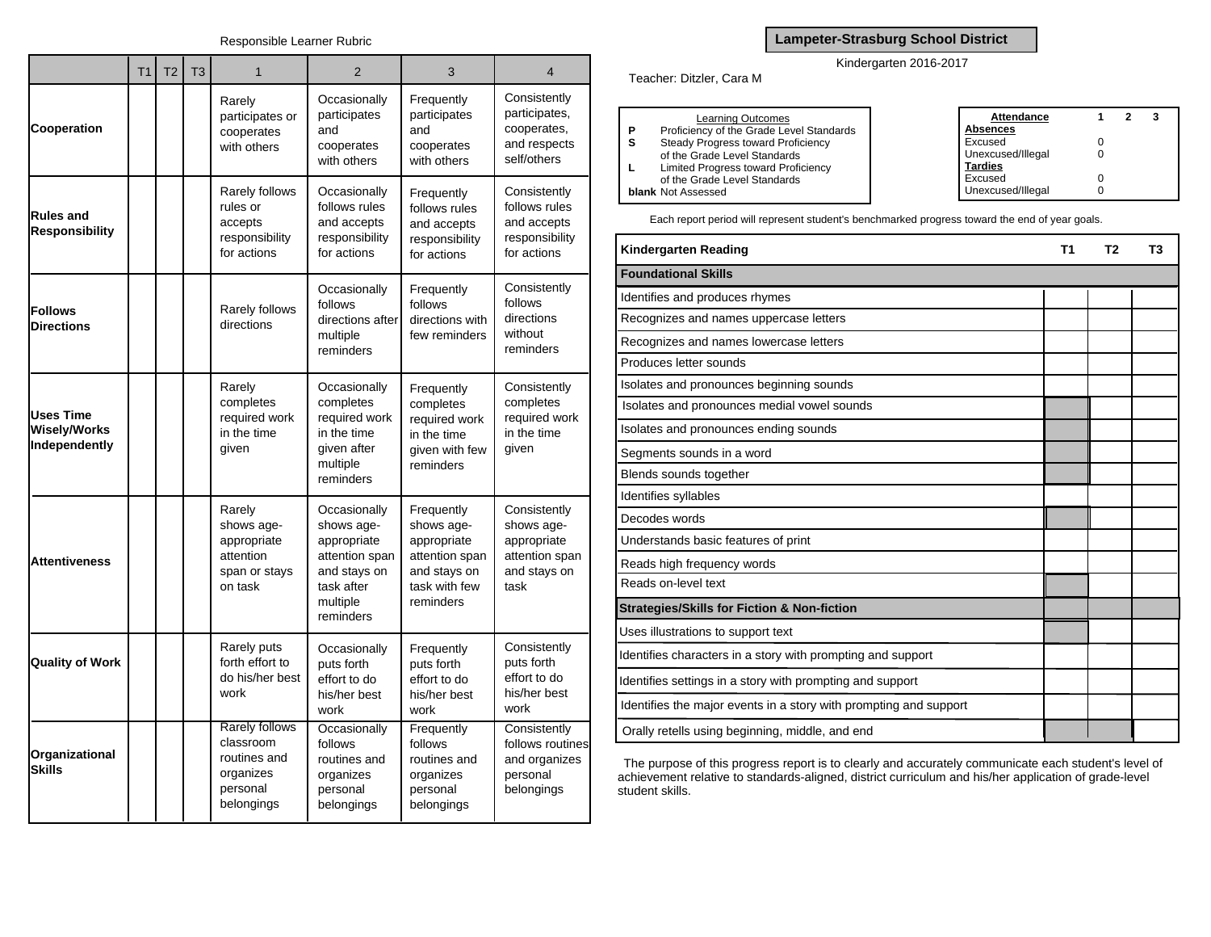Responsible Learner Rubric

| | T1 | T2 | T3 | 1 | 2 | 3 | 4 |
|---|---|---|---|---|---|---|---|
| **Cooperation** | | | | Rarely participates or cooperates with others | Occasionally participates and cooperates with others | Frequently participates and cooperates with others | Consistently participates, cooperates, and respects self/others |
| **Rules and Responsibility** | | | | Rarely follows rules or accepts responsibility for actions | Occasionally follows rules and accepts responsibility for actions | Frequently follows rules and accepts responsibility for actions | Consistently follows rules and accepts responsibility for actions |
| **Follows Directions** | | | | Rarely follows directions | Occasionally follows directions after multiple reminders | Frequently follows directions with few reminders | Consistently follows directions without reminders |
| **Uses Time Wisely/Works Independently** | | | | Rarely completes required work in the time given | Occasionally completes required work in the time given after multiple reminders | Frequently completes required work in the time given with few reminders | Consistently completes required work in the time given |
| **Attentiveness** | | | | Rarely shows age-appropriate attention span or stays on task | Occasionally shows age-appropriate attention span and stays on task after multiple reminders | Frequently shows age-appropriate attention span and stays on task with few reminders | Consistently shows age-appropriate attention span and stays on task |
| **Quality of Work** | | | | Rarely puts forth effort to do his/her best work | Occasionally puts forth effort to do his/her best work | Frequently puts forth effort to do his/her best work | Consistently puts forth effort to do his/her best work |
| **Organizational Skills** | | | | Rarely follows classroom routines and organizes personal belongings | Occasionally follows routines and organizes personal belongings | Frequently follows routines and organizes personal belongings | Consistently follows routines and organizes personal belongings |

**Lampeter-Strasburg School District**

Kindergarten 2016-2017

Teacher: Ditzler, Cara M

| Learning Outcomes | |
|---|---|
| **P** | Proficiency of the Grade Level Standards |
| **S** | Steady Progress toward Proficiency of the Grade Level Standards |
| **L** | Limited Progress toward Proficiency of the Grade Level Standards |
| **blank** | Not Assessed |

| **Attendance** | **1** | **2** | **3** |
|---|---|---|---|
| **Absences** | | | |
| Excused | 0 | | |
| Unexcused/Illegal | 0 | | |
| **Tardies** | | | |
| Excused | 0 | | |
| Unexcused/Illegal | 0 | | |

Each report period will represent student's benchmarked progress toward the end of year goals.

| **Kindergarten Reading** | **T1** | **T2** | **T3** |
|---|---|---|---|
| **Foundational Skills** | | | |
| Identifies and produces rhymes | | | |
| Recognizes and names uppercase letters | | | |
| Recognizes and names lowercase letters | | | |
| Produces letter sounds | | | |
| Isolates and pronounces beginning sounds | | | |
| Isolates and pronounces medial vowel sounds | | | |
| Isolates and pronounces ending sounds | | | |
| Segments sounds in a word | | | |
| Blends sounds together | | | |
| Identifies syllables | | | |
| Decodes words | | | |
| Understands basic features of print | | | |
| Reads high frequency words | | | |
| Reads on-level text | | | |
| **Strategies/Skills for Fiction & Non-fiction** | | | |
| Uses illustrations to support text | | | |
| Identifies characters in a story with prompting and support | | | |
| Identifies settings in a story with prompting and support | | | |
| Identifies the major events in a story with prompting and support | | | |
| Orally retells using beginning, middle, and end | | | |

The purpose of this progress report is to clearly and accurately communicate each student's level of achievement relative to standards-aligned, district curriculum and his/her application of grade-level student skills.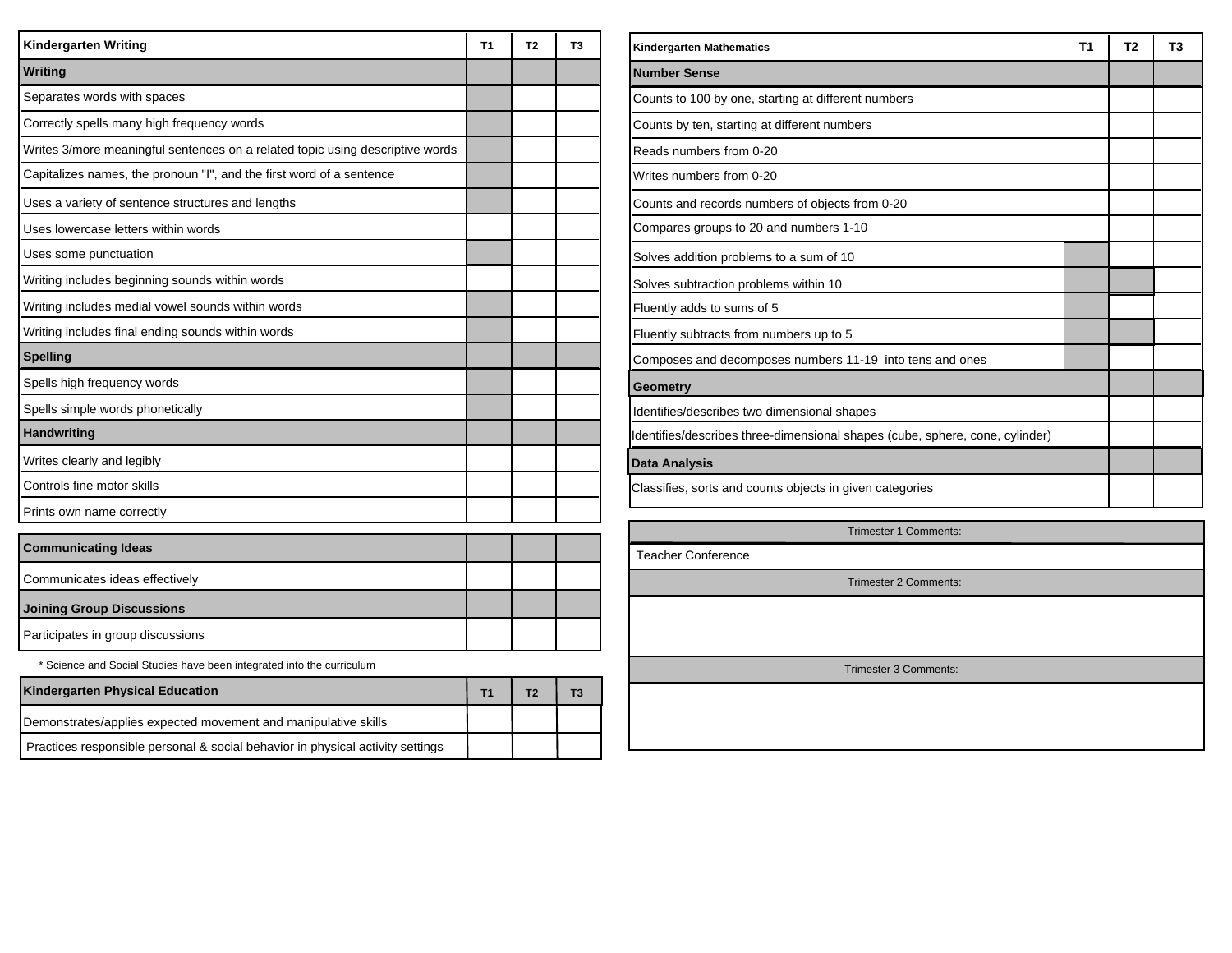| Kindergarten Writing | T1 | T2 | T3 |
|---|---|---|---|
| **Writing** | | | |
| Separates words with spaces | | | |
| Correctly spells many high frequency words | | | |
| Writes 3/more meaningful sentences on a related topic using descriptive words | | | |
| Capitalizes names, the pronoun "I", and the first word of a sentence | | | |
| Uses a variety of sentence structures and lengths | | | |
| Uses lowercase letters within words | | | |
| Uses some punctuation | | | |
| Writing includes beginning sounds within words | | | |
| Writing includes medial vowel sounds within words | | | |
| Writing includes final ending sounds within words | | | |
| **Spelling** | | | |
| Spells high frequency words | | | |
| Spells simple words phonetically | | | |
| **Handwriting** | | | |
| Writes clearly and legibly | | | |
| Controls fine motor skills | | | |
| Prints own name correctly | | | |

| | | | |
|---|---|---|---|
| **Communicating Ideas** | | | |
| Communicates ideas effectively | | | |
| **Joining Group Discussions** | | | |
| Participates in group discussions | | | |

* Science and Social Studies have been integrated into the curriculum

| Kindergarten Physical Education | T1 | T2 | T3 |
|---|---|---|---|
| Demonstrates/applies expected movement and manipulative skills | | | |
| Practices responsible personal & social behavior in physical activity settings | | | |

| Kindergarten Mathematics | T1 | T2 | T3 |
|---|---|---|---|
| **Number Sense** | | | |
| Counts to 100 by one, starting at different numbers | | | |
| Counts by ten, starting at different numbers | | | |
| Reads numbers from 0-20 | | | |
| Writes numbers from 0-20 | | | |
| Counts and records numbers of objects from 0-20 | | | |
| Compares groups to 20 and numbers 1-10 | | | |
| Solves addition problems to a sum of 10 | | | |
| Solves subtraction problems within 10 | | | |
| Fluently adds to sums of 5 | | | |
| Fluently subtracts from numbers up to 5 | | | |
| Composes and decomposes numbers 11-19 into tens and ones | | | |
| **Geometry** | | | |
| Identifies/describes two dimensional shapes | | | |
| Identifies/describes three-dimensional shapes (cube, sphere, cone, cylinder) | | | |
| **Data Analysis** | | | |
| Classifies, sorts and counts objects in given categories | | | |

| Trimester 1 Comments: |
|---|
| Teacher Conference |
| **Trimester 2 Comments:** |
| |
| **Trimester 3 Comments:** |
| |